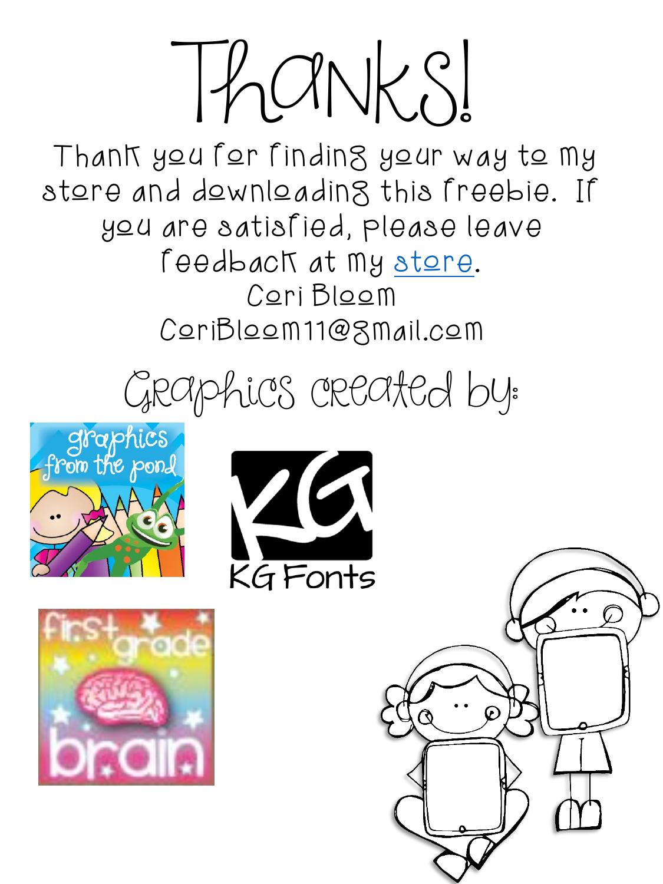# Thanks!

Thank you for finding your way to my store and downloading this freebie. If you are satisfied, please leave feedback at my store.

Cori Bloom

CoriBloom11@gmail.com

## Graphics created by:

graphics from the pond

KG Fonts

first grade brain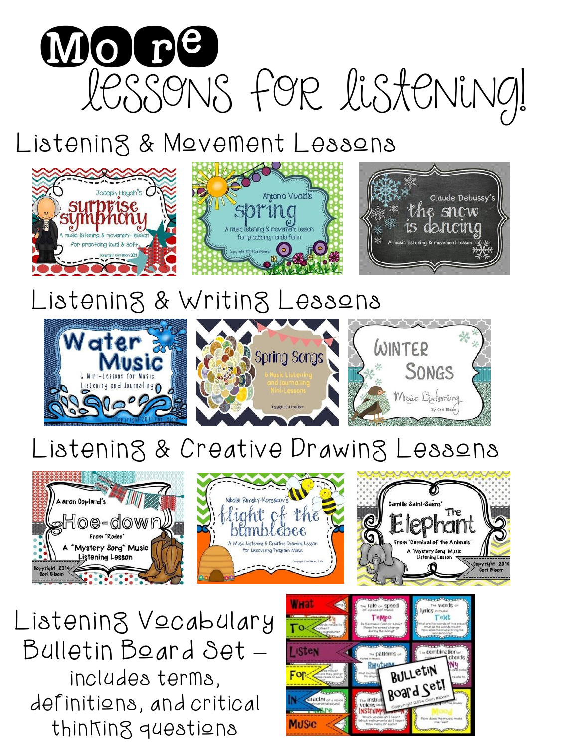# More lessons for listening!

## Listening & Movement Lessons

Joseph Haydn's Surprise Symphony — A music listening & movement lesson for practicing loud & soft — Copyright Cori Bloom 2014

Antonio Vivaldi's Spring — A music listening & movement lesson for practicing rondo form — Copyright 2014 Cori Bloom

Claude Debussy's The Snow is Dancing — A music listening & movement lesson

## Listening & Writing Lessons

Water Music — 6 Mini-Lessons for Music Listening and Journaling — Copyright 2014 Cori Bloom

Spring Songs — 6 Music Listening and Journaling Mini-Lessons — Copyright 2014 Cori Bloom

Winter Songs — Music Listening — By Cori Bloom

## Listening & Creative Drawing Lessons

Aaron Copland's Hoe-down — From 'Rodeo' — A "Mystery Song" Music Listening Lesson — Copyright 2014 Cori Bloom

Nikolai Rimsky-Korsakov's Flight of the Bumblebee — A Music Listening & Creative Drawing Lesson for Discovering Program Music — Copyright Cori Bloom, 2014

Camille Saint-Saëns' The Elephant — From 'Carnival of the Animals' — A "Mystery Song" Music Listening Lesson — Copyright 2014 Cori Bloom

## Listening Vocabulary Bulletin Board Set – includes terms, definitions, and critical thinking questions

What To Listen For In Music — Bulletin Board Set! — Copyright 2014 Cori Bloom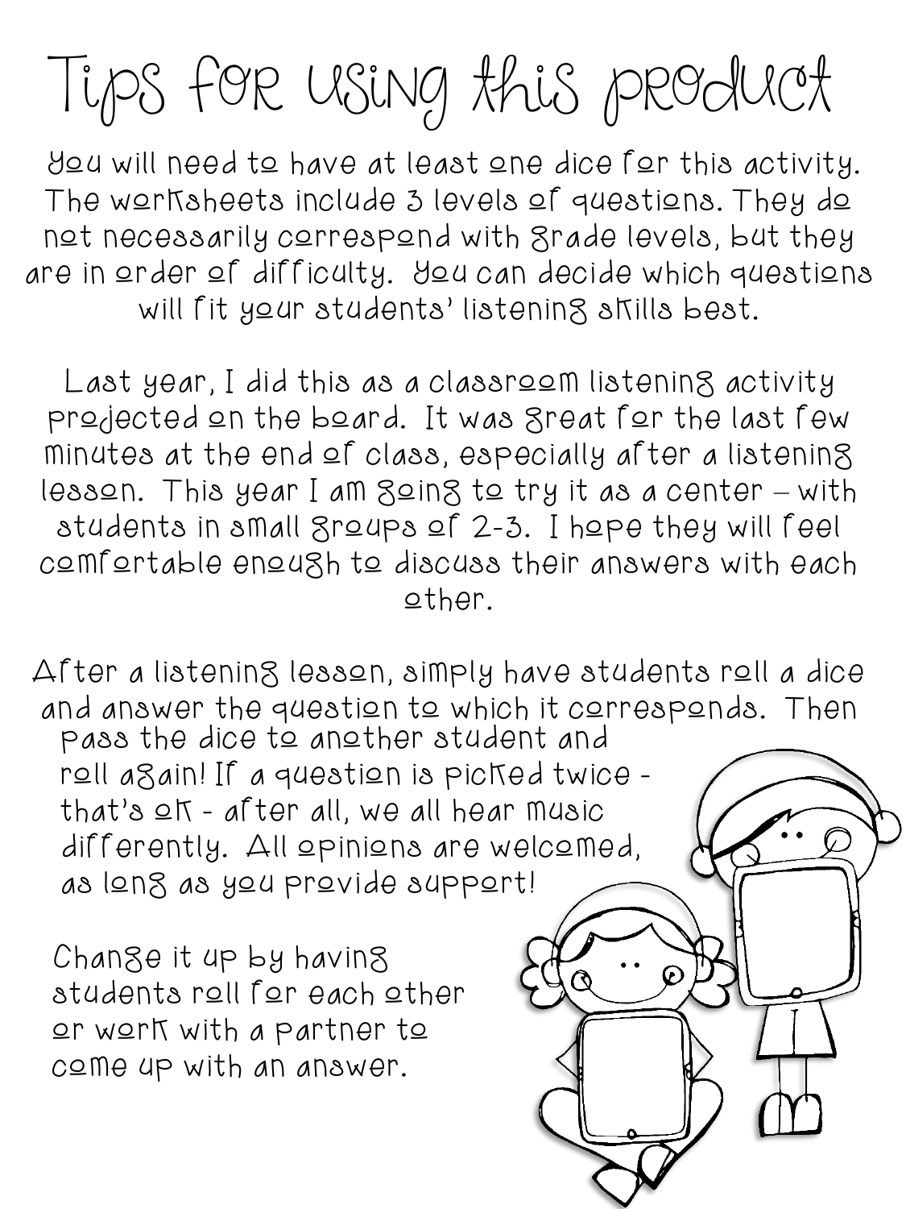# Tips for using this product

You will need to have at least one dice for this activity. The worksheets include 3 levels of questions. They do not necessarily correspond with grade levels, but they are in order of difficulty. You can decide which questions will fit your students' listening skills best.

Last year, I did this as a classroom listening activity projected on the board. It was great for the last few minutes at the end of class, especially after a listening lesson. This year I am going to try it as a center – with students in small groups of 2-3. I hope they will feel comfortable enough to discuss their answers with each other.

After a listening lesson, simply have students roll a dice and answer the question to which it corresponds. Then pass the dice to another student and roll again! If a question is picked twice - that's ok - after all, we all hear music differently. All opinions are welcomed, as long as you provide support!

Change it up by having students roll for each other or work with a partner to come up with an answer.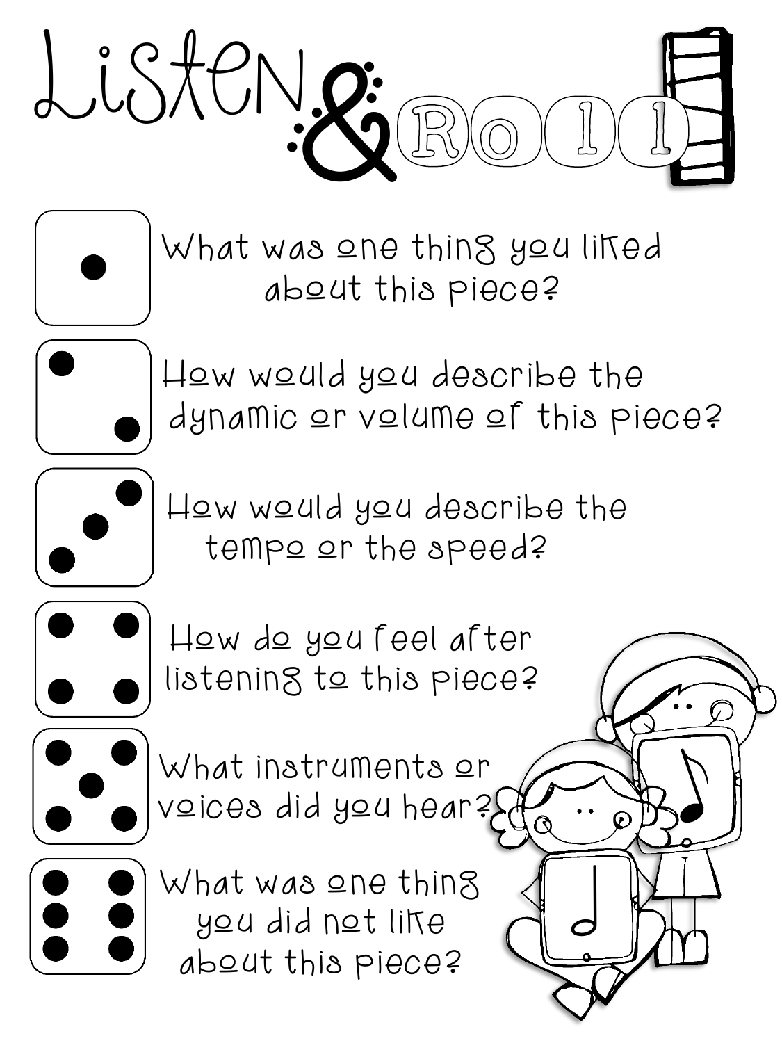# Listen & Roll

| Roll | Question |
| --- | --- |
| 1 | What was one thing you liked about this piece? |
| 2 | How would you describe the dynamic or volume of this piece? |
| 3 | How would you describe the tempo or the speed? |
| 4 | How do you feel after listening to this piece? |
| 5 | What instruments or voices did you hear? |
| 6 | What was one thing you did not like about this piece? |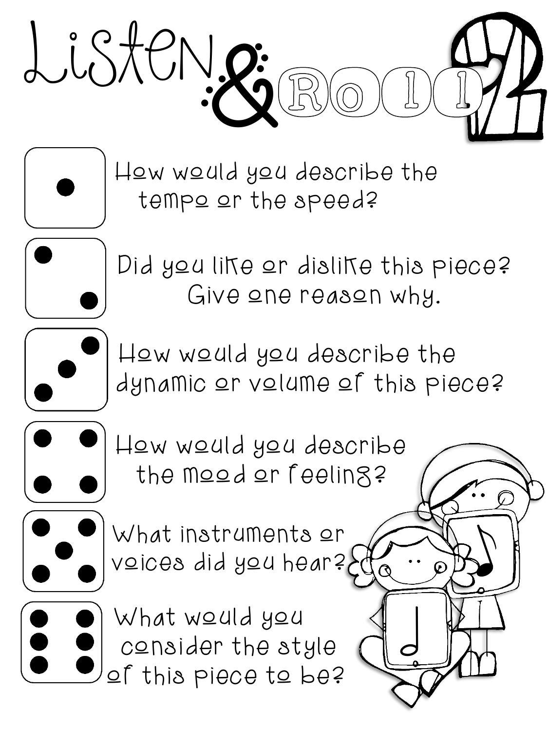# Listen & Roll 2

| Roll | Question |
| --- | --- |
| 1 | How would you describe the tempo or the speed? |
| 2 | Did you like or dislike this piece? Give one reason why. |
| 3 | How would you describe the dynamic or volume of this piece? |
| 4 | How would you describe the mood or feeling? |
| 5 | What instruments or voices did you hear? |
| 6 | What would you consider the style of this piece to be? |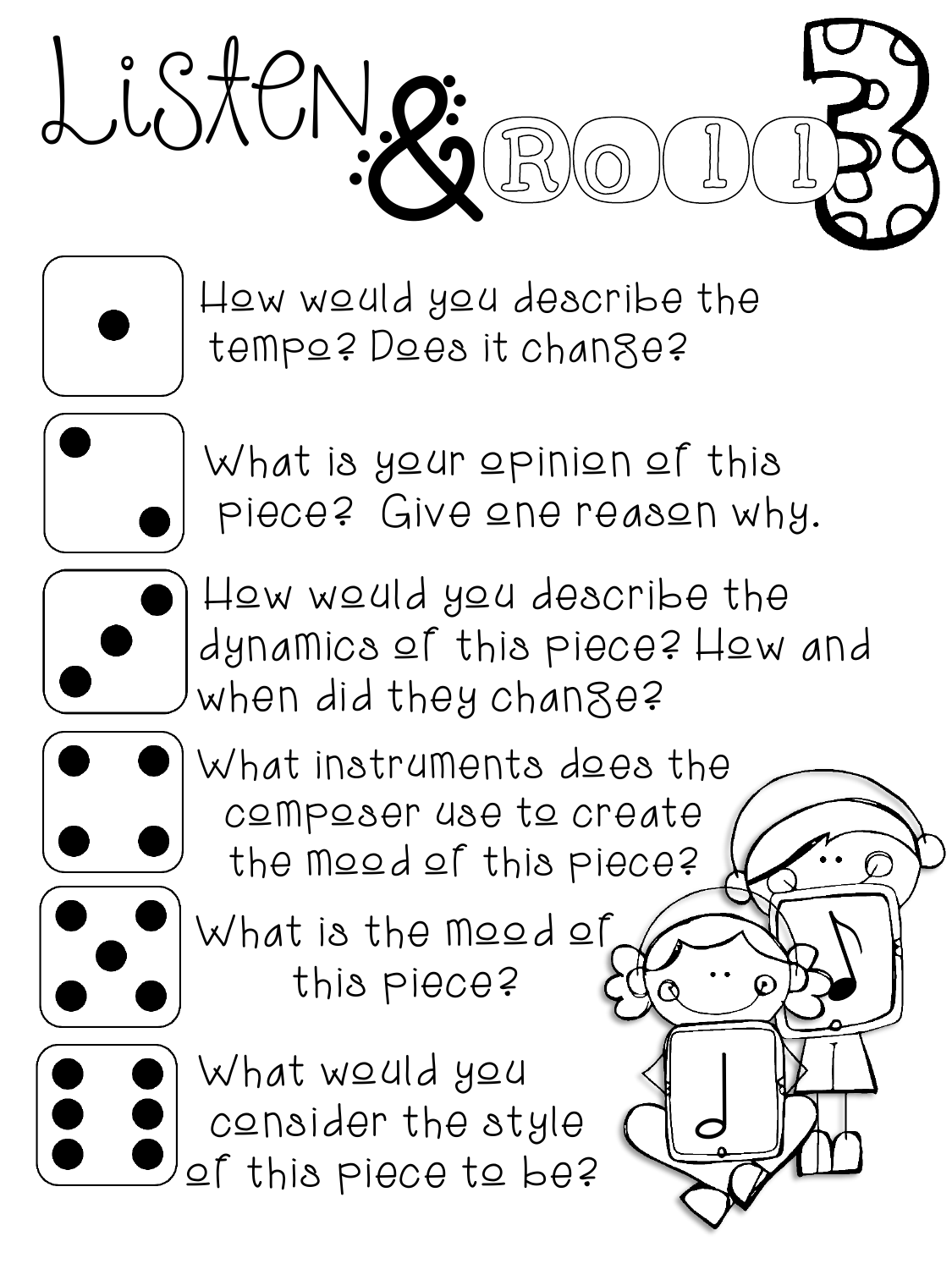# Listen & Roll 3

| Roll | Question |
|---|---|
| 1 | How would you describe the tempo? Does it change? |
| 2 | What is your opinion of this piece? Give one reason why. |
| 3 | How would you describe the dynamics of this piece? How and when did they change? |
| 4 | What instruments does the composer use to create the mood of this piece? |
| 5 | What is the mood of this piece? |
| 6 | What would you consider the style of this piece to be? |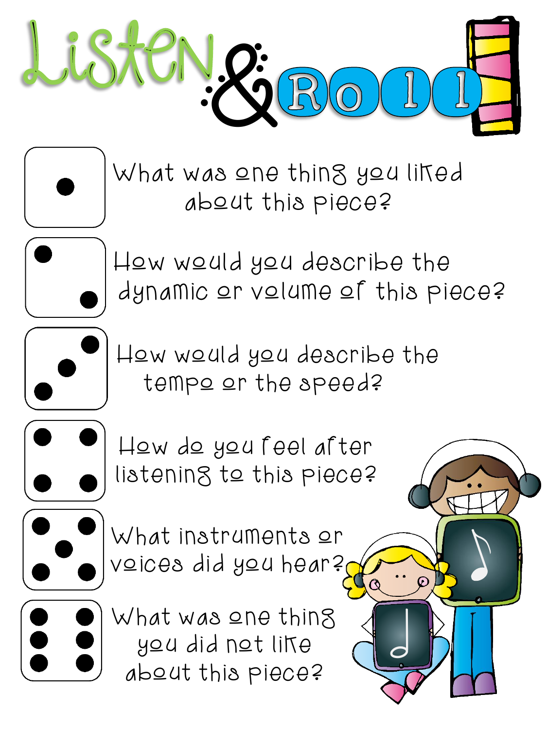# Listen & Roll

| Roll | Question |
| --- | --- |
| 1 | What was one thing you liked about this piece? |
| 2 | How would you describe the dynamic or volume of this piece? |
| 3 | How would you describe the tempo or the speed? |
| 4 | How do you feel after listening to this piece? |
| 5 | What instruments or voices did you hear? |
| 6 | What was one thing you did not like about this piece? |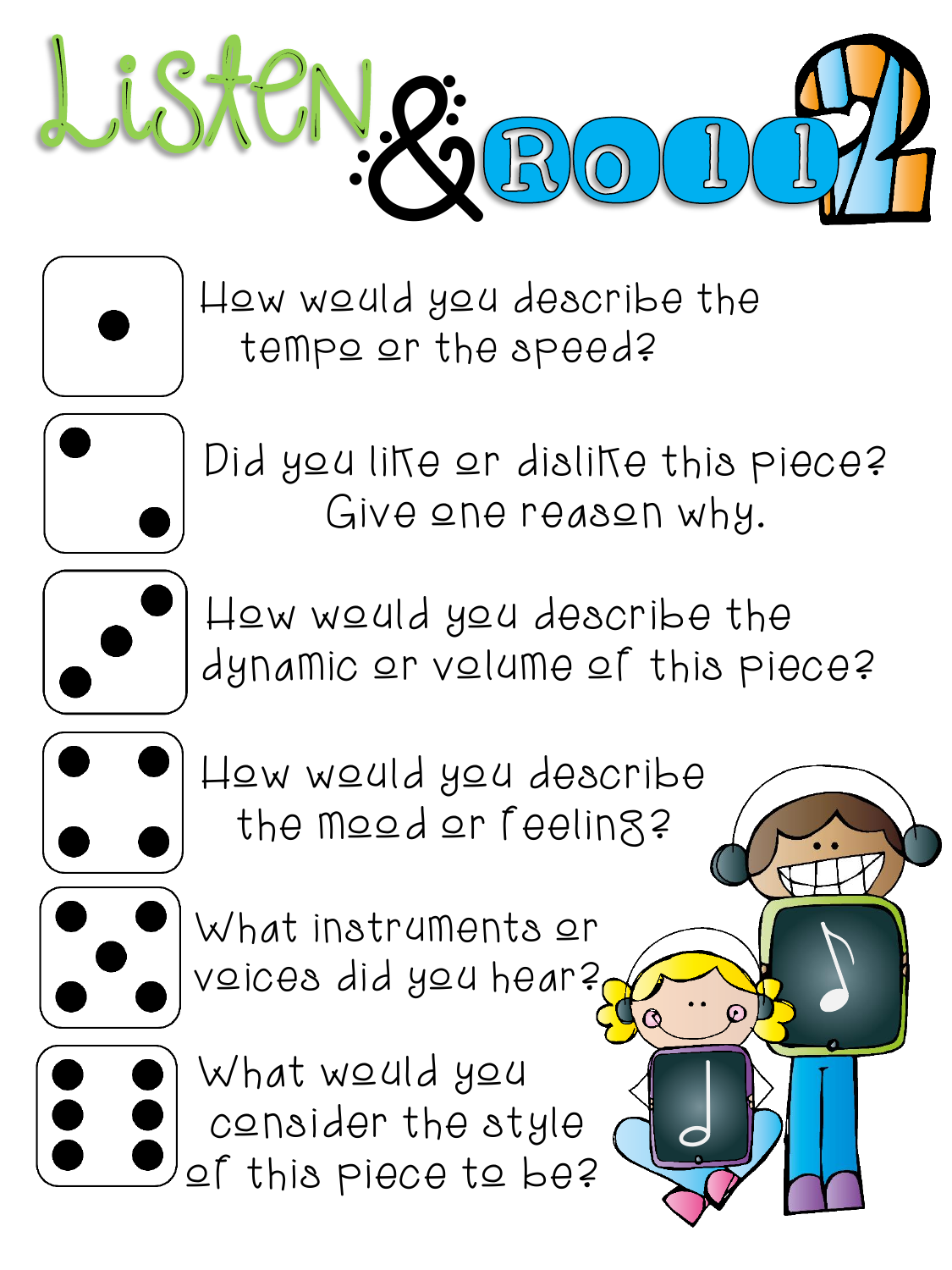# Listen & Roll 2

| Roll | Question |
|---|---|
| 1 | How would you describe the tempo or the speed? |
| 2 | Did you like or dislike this piece? Give one reason why. |
| 3 | How would you describe the dynamic or volume of this piece? |
| 4 | How would you describe the mood or feeling? |
| 5 | What instruments or voices did you hear? |
| 6 | What would you consider the style of this piece to be? |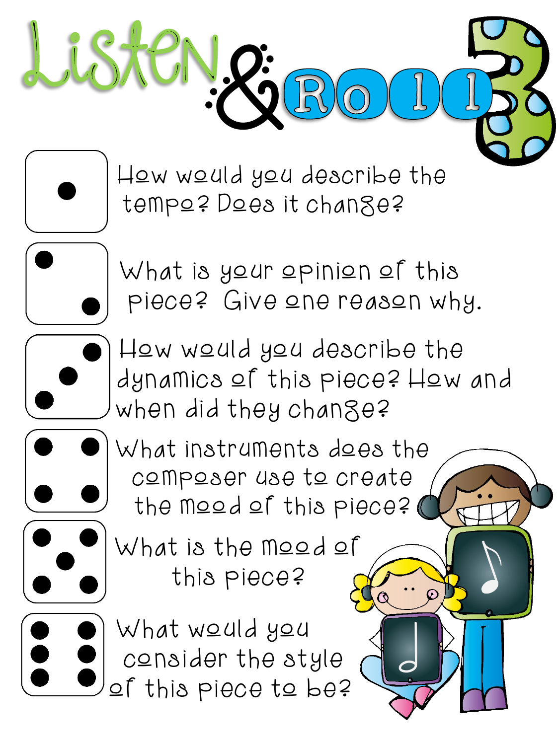# Listen & Roll 3

1. How would you describe the tempo? Does it change?
2. What is your opinion of this piece? Give one reason why.
3. How would you describe the dynamics of this piece? How and when did they change?
4. What instruments does the composer use to create the mood of this piece?
5. What is the mood of this piece?
6. What would you consider the style of this piece to be?